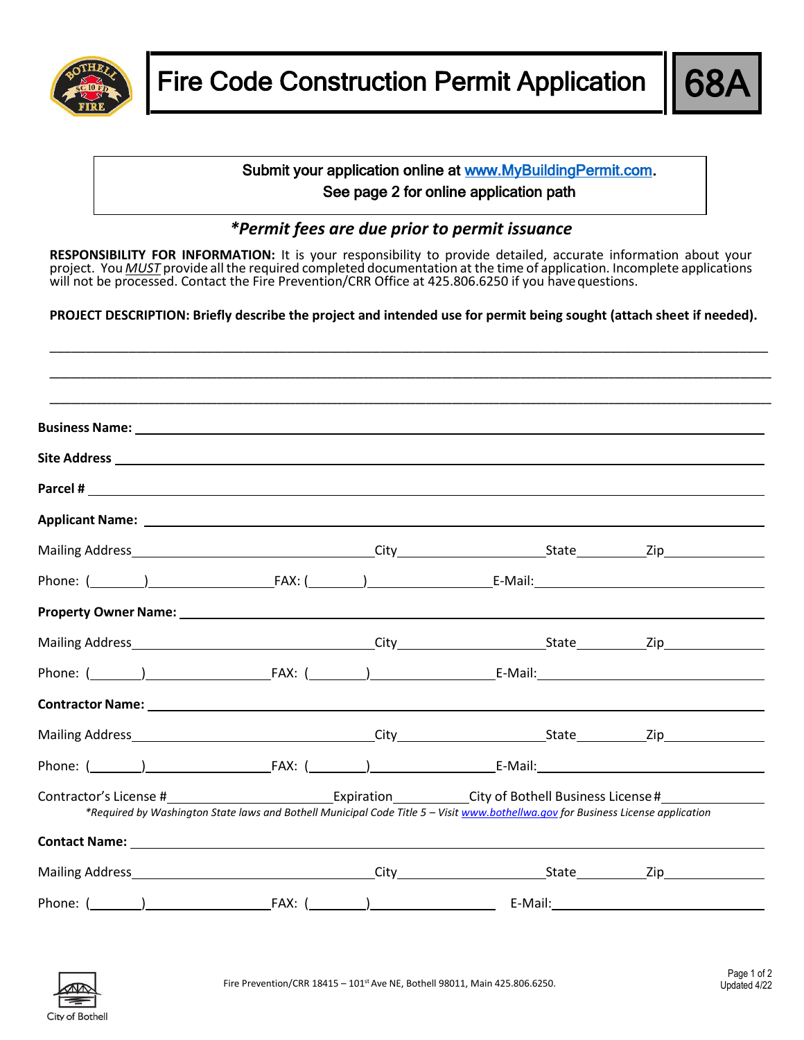# Fire Code Construction Permit Application

**68A**

Submit your application online at www.MyBuildingPermit.com.
See page 2 for online application path

***Permit fees are due prior to permit issuance***

**RESPONSIBILITY FOR INFORMATION:** It is your responsibility to provide detailed, accurate information about your project. You *MUST* provide all the required completed documentation at the time of application. Incomplete applications will not be processed. Contact the Fire Prevention/CRR Office at 425.806.6250 if you have questions.

**PROJECT DESCRIPTION: Briefly describe the project and intended use for permit being sought (attach sheet if needed).**

\_\_\_\_\_\_\_\_\_\_\_\_\_\_\_\_\_\_\_\_\_\_\_\_\_\_\_\_\_\_\_\_\_\_\_\_\_\_\_\_\_\_\_\_\_\_\_\_\_\_\_\_\_\_\_\_\_\_\_\_\_\_\_\_\_\_\_\_\_\_\_\_\_\_\_\_

\_\_\_\_\_\_\_\_\_\_\_\_\_\_\_\_\_\_\_\_\_\_\_\_\_\_\_\_\_\_\_\_\_\_\_\_\_\_\_\_\_\_\_\_\_\_\_\_\_\_\_\_\_\_\_\_\_\_\_\_\_\_\_\_\_\_\_\_\_\_\_\_\_\_\_\_

\_\_\_\_\_\_\_\_\_\_\_\_\_\_\_\_\_\_\_\_\_\_\_\_\_\_\_\_\_\_\_\_\_\_\_\_\_\_\_\_\_\_\_\_\_\_\_\_\_\_\_\_\_\_\_\_\_\_\_\_\_\_\_\_\_\_\_\_\_\_\_\_\_\_\_\_

**Business Name:** \_\_\_\_\_\_\_\_\_\_\_\_\_\_\_\_\_\_\_\_\_\_\_\_\_\_\_\_\_\_\_\_\_\_\_\_\_\_\_\_

**Site Address** \_\_\_\_\_\_\_\_\_\_\_\_\_\_\_\_\_\_\_\_\_\_\_\_\_\_\_\_\_\_\_\_\_\_\_\_\_\_\_\_

**Parcel #** \_\_\_\_\_\_\_\_\_\_\_\_\_\_\_\_\_\_\_\_\_\_\_\_\_\_\_\_\_\_\_\_\_\_\_\_\_\_\_\_

**Applicant Name:** \_\_\_\_\_\_\_\_\_\_\_\_\_\_\_\_\_\_\_\_\_\_\_\_\_\_\_\_\_\_\_\_\_\_\_\_\_\_\_\_

Mailing Address\_\_\_\_\_\_\_\_\_\_\_\_\_\_\_\_ City\_\_\_\_\_\_\_\_\_\_ State\_\_\_\_\_ Zip\_\_\_\_\_\_\_

Phone: (\_\_\_\_) \_\_\_\_\_\_\_\_\_ FAX: (\_\_\_\_) \_\_\_\_\_\_\_\_\_ E-Mail:\_\_\_\_\_\_\_\_\_\_\_\_\_\_\_\_

**Property Owner Name:** \_\_\_\_\_\_\_\_\_\_\_\_\_\_\_\_\_\_\_\_\_\_\_\_\_\_\_\_\_\_\_\_\_\_\_\_\_\_\_\_

Mailing Address\_\_\_\_\_\_\_\_\_\_\_\_\_\_\_\_ City\_\_\_\_\_\_\_\_\_\_ State\_\_\_\_\_ Zip\_\_\_\_\_\_\_

Phone: (\_\_\_\_) \_\_\_\_\_\_\_\_\_ FAX: (\_\_\_\_) \_\_\_\_\_\_\_\_\_ E-Mail:\_\_\_\_\_\_\_\_\_\_\_\_\_\_\_\_

**Contractor Name:** \_\_\_\_\_\_\_\_\_\_\_\_\_\_\_\_\_\_\_\_\_\_\_\_\_\_\_\_\_\_\_\_\_\_\_\_\_\_\_\_

Mailing Address\_\_\_\_\_\_\_\_\_\_\_\_\_\_\_\_ City\_\_\_\_\_\_\_\_\_\_ State\_\_\_\_\_ Zip\_\_\_\_\_\_\_

Phone: (\_\_\_\_) \_\_\_\_\_\_\_\_\_ FAX: (\_\_\_\_) \_\_\_\_\_\_\_\_\_ E-Mail:\_\_\_\_\_\_\_\_\_\_\_\_\_\_\_\_

Contractor's License #\_\_\_\_\_\_\_\_\_\_\_ Expiration\_\_\_\_\_\_ City of Bothell Business License #\_\_\_\_\_\_\_

*\*Required by Washington State laws and Bothell Municipal Code Title 5 – Visit www.bothellwa.gov for Business License application*

**Contact Name:** \_\_\_\_\_\_\_\_\_\_\_\_\_\_\_\_\_\_\_\_\_\_\_\_\_\_\_\_\_\_\_\_\_\_\_\_\_\_\_\_

Mailing Address\_\_\_\_\_\_\_\_\_\_\_\_\_\_\_\_ City\_\_\_\_\_\_\_\_\_\_ State\_\_\_\_\_ Zip\_\_\_\_\_\_\_

Phone: (\_\_\_\_) \_\_\_\_\_\_\_\_\_ FAX: (\_\_\_\_) \_\_\_\_\_\_\_\_\_ E-Mail:\_\_\_\_\_\_\_\_\_\_\_\_\_\_\_\_

Fire Prevention/CRR 18415 – 101st Ave NE, Bothell 98011, Main 425.806.6250.

Updated 4/22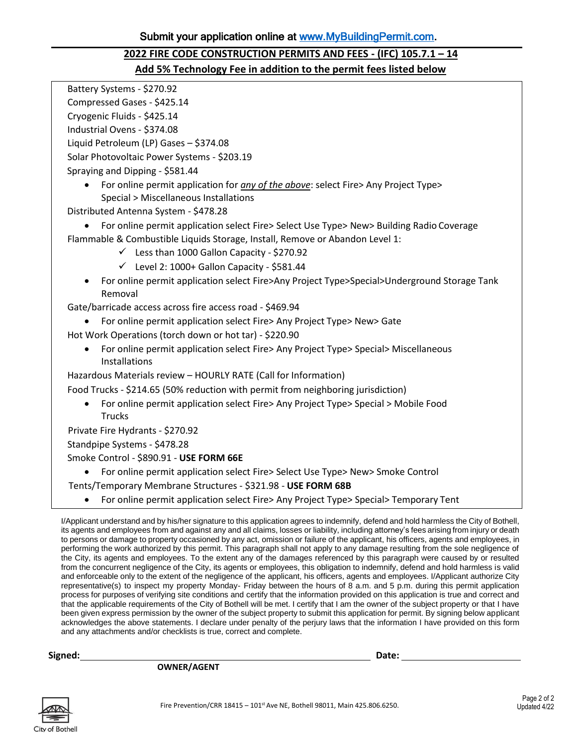Submit your application online at www.MyBuildingPermit.com.

## 2022 FIRE CODE CONSTRUCTION PERMITS AND FEES - (IFC) 105.7.1 – 14

**Add 5% Technology Fee in addition to the permit fees listed below**

Battery Systems - $270.92

Compressed Gases - $425.14

Cryogenic Fluids - $425.14

Industrial Ovens - $374.08

Liquid Petroleum (LP) Gases – $374.08

Solar Photovoltaic Power Systems - $203.19

Spraying and Dipping - $581.44

- For online permit application for *any of the above*: select Fire> Any Project Type> Special > Miscellaneous Installations

Distributed Antenna System - $478.28

- For online permit application select Fire> Select Use Type> New> Building Radio Coverage

Flammable & Combustible Liquids Storage, Install, Remove or Abandon Level 1:

- ✓ Less than 1000 Gallon Capacity - $270.92
- ✓ Level 2: 1000+ Gallon Capacity - $581.44

- For online permit application select Fire>Any Project Type>Special>Underground Storage Tank Removal

Gate/barricade access across fire access road - $469.94

- For online permit application select Fire> Any Project Type> New> Gate

Hot Work Operations (torch down or hot tar) - $220.90

- For online permit application select Fire> Any Project Type> Special> Miscellaneous Installations

Hazardous Materials review – HOURLY RATE (Call for Information)

Food Trucks - $214.65 (50% reduction with permit from neighboring jurisdiction)

- For online permit application select Fire> Any Project Type> Special > Mobile Food Trucks

Private Fire Hydrants - $270.92

Standpipe Systems - $478.28

Smoke Control - $890.91 - **USE FORM 66E**

- For online permit application select Fire> Select Use Type> New> Smoke Control

Tents/Temporary Membrane Structures - $321.98 - **USE FORM 68B**

- For online permit application select Fire> Any Project Type> Special> Temporary Tent

I/Applicant understand and by his/her signature to this application agrees to indemnify, defend and hold harmless the City of Bothell, its agents and employees from and against any and all claims, losses or liability, including attorney's fees arising from injury or death to persons or damage to property occasioned by any act, omission or failure of the applicant, his officers, agents and employees, in performing the work authorized by this permit. This paragraph shall not apply to any damage resulting from the sole negligence of the City, its agents and employees. To the extent any of the damages referenced by this paragraph were caused by or resulted from the concurrent negligence of the City, its agents or employees, this obligation to indemnify, defend and hold harmless is valid and enforceable only to the extent of the negligence of the applicant, his officers, agents and employees. I/Applicant authorize City representative(s) to inspect my property Monday- Friday between the hours of 8 a.m. and 5 p.m. during this permit application process for purposes of verifying site conditions and certify that the information provided on this application is true and correct and that the applicable requirements of the City of Bothell will be met. I certify that I am the owner of the subject property or that I have been given express permission by the owner of the subject property to submit this application for permit. By signing below applicant acknowledges the above statements. I declare under penalty of the perjury laws that the information I have provided on this form and any attachments and/or checklists is true, correct and complete.

**Signed:** ______________________________ **Date:** ____________________

**OWNER/AGENT**

City of Bothell

Fire Prevention/CRR 18415 – 101st Ave NE, Bothell 98011, Main 425.806.6250.

Updated 4/22